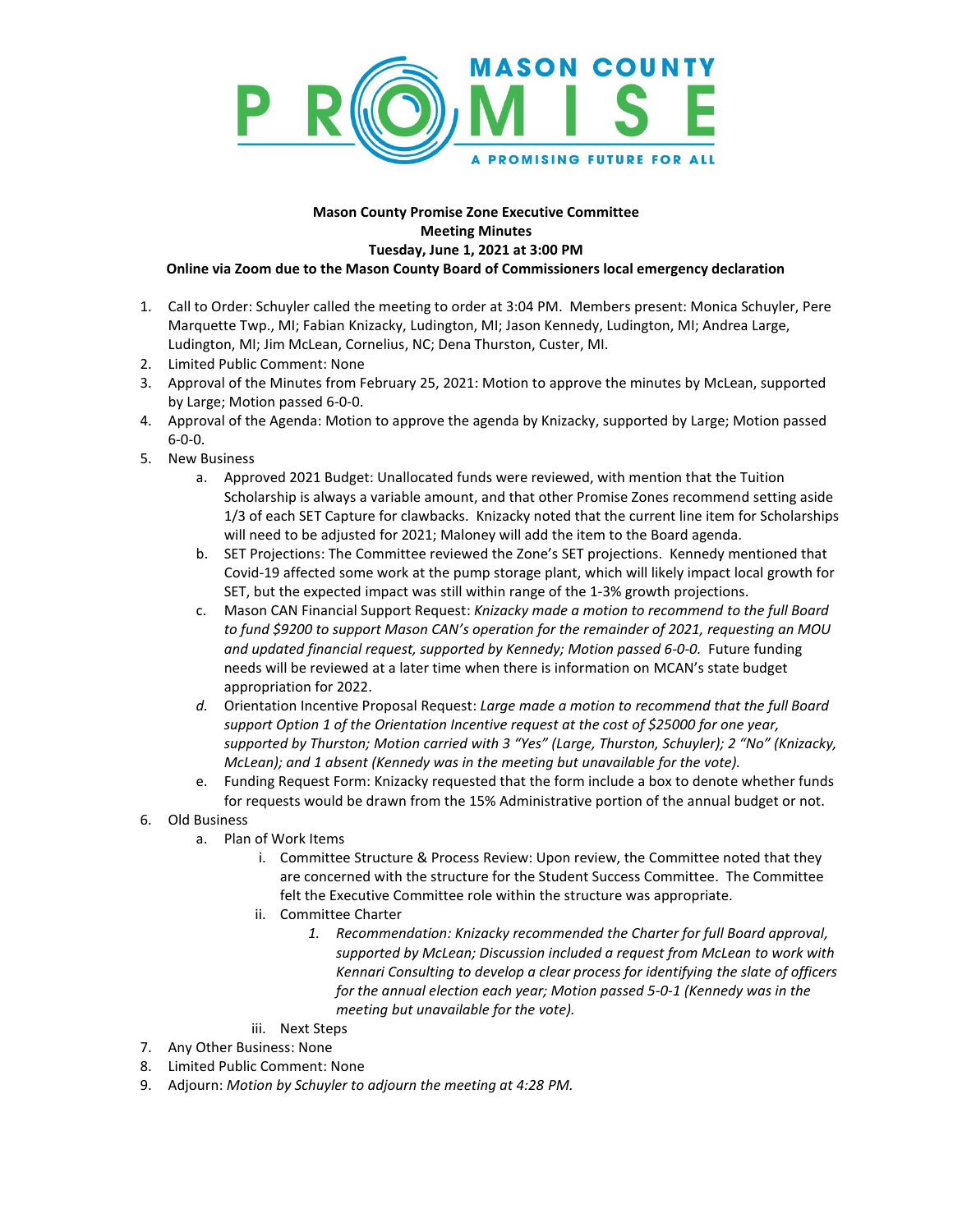**Mason County Promise Zone Executive Committee**
**Meeting Minutes**
**Tuesday, June 1, 2021 at 3:00 PM**
**Online via Zoom due to the Mason County Board of Commissioners local emergency declaration**

1. Call to Order: Schuyler called the meeting to order at 3:04 PM. Members present: Monica Schuyler, Pere Marquette Twp., MI; Fabian Knizacky, Ludington, MI; Jason Kennedy, Ludington, MI; Andrea Large, Ludington, MI; Jim McLean, Cornelius, NC; Dena Thurston, Custer, MI.
2. Limited Public Comment: None
3. Approval of the Minutes from February 25, 2021: Motion to approve the minutes by McLean, supported by Large; Motion passed 6-0-0.
4. Approval of the Agenda: Motion to approve the agenda by Knizacky, supported by Large; Motion passed 6-0-0.
5. New Business
   a. Approved 2021 Budget: Unallocated funds were reviewed, with mention that the Tuition Scholarship is always a variable amount, and that other Promise Zones recommend setting aside 1/3 of each SET Capture for clawbacks. Knizacky noted that the current line item for Scholarships will need to be adjusted for 2021; Maloney will add the item to the Board agenda.
   b. SET Projections: The Committee reviewed the Zone's SET projections. Kennedy mentioned that Covid-19 affected some work at the pump storage plant, which will likely impact local growth for SET, but the expected impact was still within range of the 1-3% growth projections.
   c. Mason CAN Financial Support Request: *Knizacky made a motion to recommend to the full Board to fund $9200 to support Mason CAN's operation for the remainder of 2021, requesting an MOU and updated financial request, supported by Kennedy; Motion passed 6-0-0.* Future funding needs will be reviewed at a later time when there is information on MCAN's state budget appropriation for 2022.
   *d.* Orientation Incentive Proposal Request: *Large made a motion to recommend that the full Board support Option 1 of the Orientation Incentive request at the cost of $25000 for one year, supported by Thurston; Motion carried with 3 "Yes" (Large, Thurston, Schuyler); 2 "No" (Knizacky, McLean); and 1 absent (Kennedy was in the meeting but unavailable for the vote).*
   e. Funding Request Form: Knizacky requested that the form include a box to denote whether funds for requests would be drawn from the 15% Administrative portion of the annual budget or not.
6. Old Business
   a. Plan of Work Items
      i. Committee Structure & Process Review: Upon review, the Committee noted that they are concerned with the structure for the Student Success Committee. The Committee felt the Executive Committee role within the structure was appropriate.
      ii. Committee Charter
         1. *Recommendation: Knizacky recommended the Charter for full Board approval, supported by McLean; Discussion included a request from McLean to work with Kennari Consulting to develop a clear process for identifying the slate of officers for the annual election each year; Motion passed 5-0-1 (Kennedy was in the meeting but unavailable for the vote).*
      iii. Next Steps
7. Any Other Business: None
8. Limited Public Comment: None
9. Adjourn: *Motion by Schuyler to adjourn the meeting at 4:28 PM.*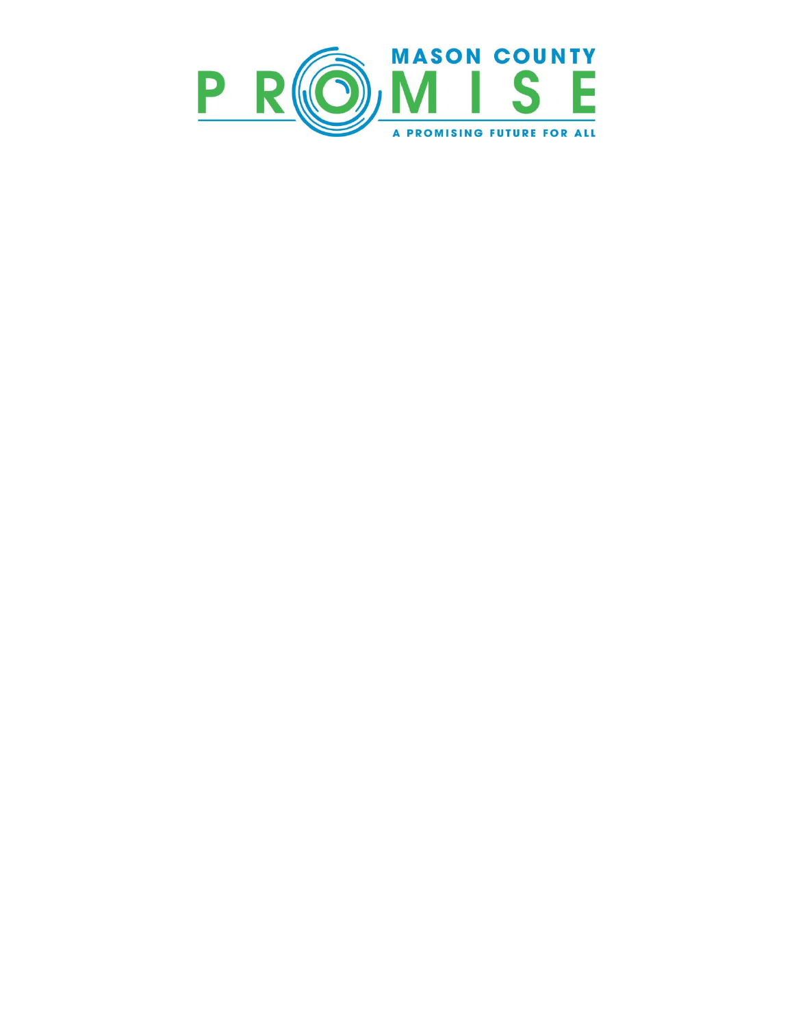MASON COUNTY

PROMISE

A PROMISING FUTURE FOR ALL